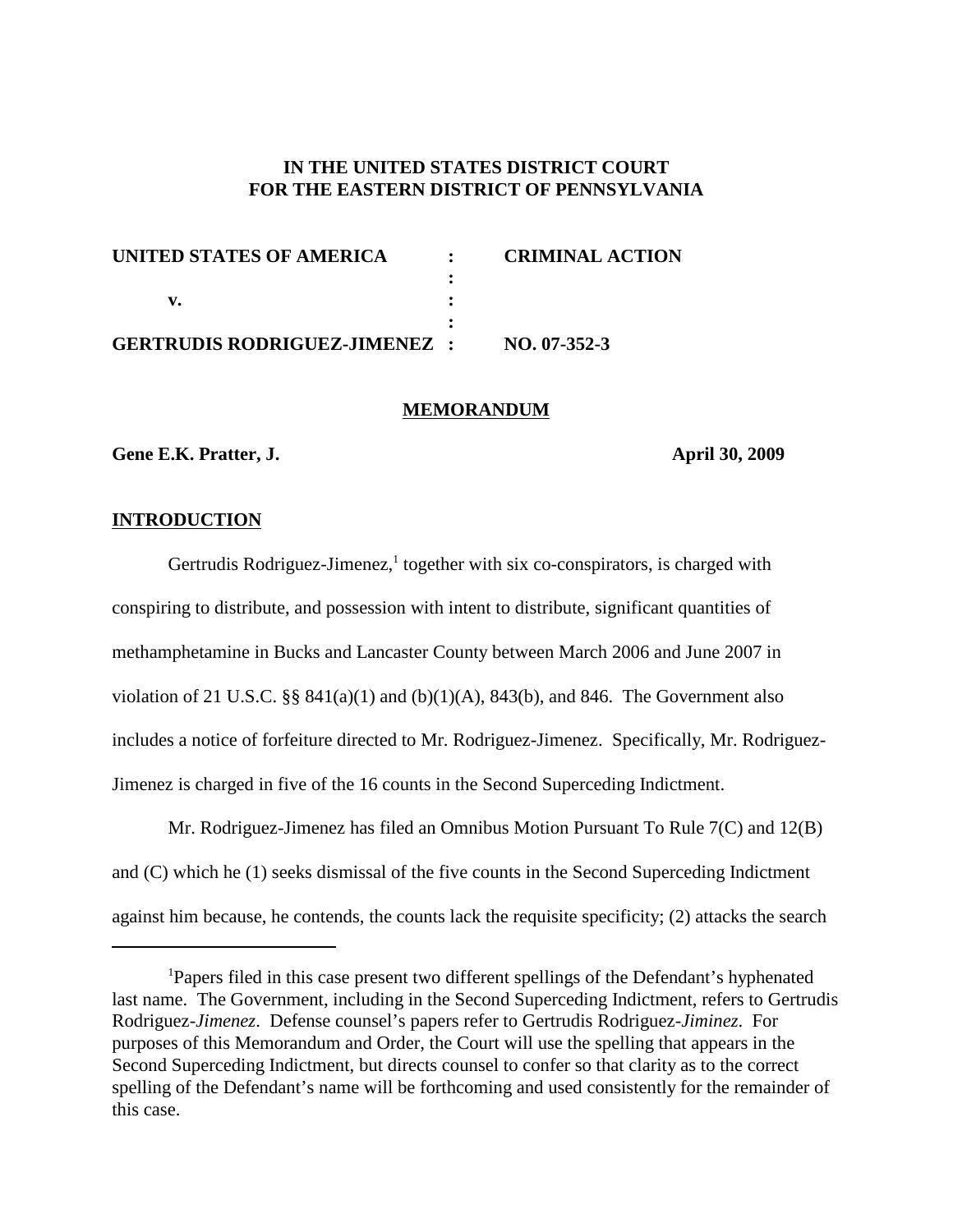**IN THE UNITED STATES DISTRICT COURT**
**FOR THE EASTERN DISTRICT OF PENNSYLVANIA**

| | | |
|---|---|---|
| **UNITED STATES OF AMERICA** | **:** | **CRIMINAL ACTION** |
| | **:** | |
| **v.** | **:** | |
| | **:** | |
| **GERTRUDIS RODRIGUEZ-JIMENEZ** | **:** | **NO. 07-352-3** |

## MEMORANDUM

**Gene E.K. Pratter, J.** **April 30, 2009**

## INTRODUCTION

Gertrudis Rodriguez-Jimenez,[1] together with six co-conspirators, is charged with conspiring to distribute, and possession with intent to distribute, significant quantities of methamphetamine in Bucks and Lancaster County between March 2006 and June 2007 in violation of 21 U.S.C. §§ 841(a)(1) and (b)(1)(A), 843(b), and 846. The Government also includes a notice of forfeiture directed to Mr. Rodriguez-Jimenez. Specifically, Mr. Rodriguez-Jimenez is charged in five of the 16 counts in the Second Superceding Indictment.

Mr. Rodriguez-Jimenez has filed an Omnibus Motion Pursuant To Rule 7(C) and 12(B) and (C) which he (1) seeks dismissal of the five counts in the Second Superceding Indictment against him because, he contends, the counts lack the requisite specificity; (2) attacks the search

[1]Papers filed in this case present two different spellings of the Defendant's hyphenated last name. The Government, including in the Second Superceding Indictment, refers to Gertrudis Rodriguez-*Jimenez*. Defense counsel's papers refer to Gertrudis Rodriguez-*Jiminez*. For purposes of this Memorandum and Order, the Court will use the spelling that appears in the Second Superceding Indictment, but directs counsel to confer so that clarity as to the correct spelling of the Defendant's name will be forthcoming and used consistently for the remainder of this case.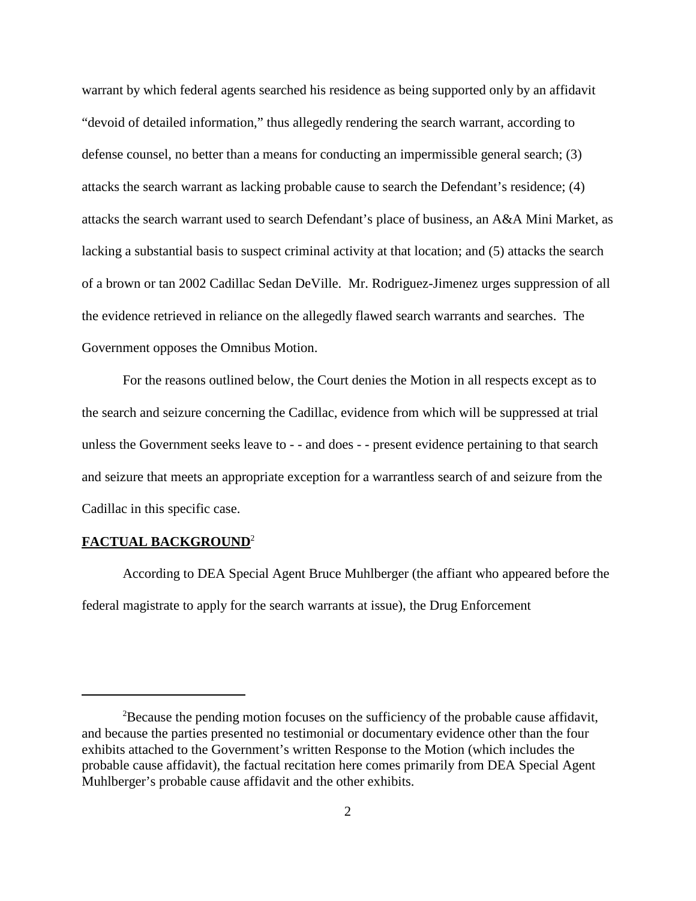warrant by which federal agents searched his residence as being supported only by an affidavit "devoid of detailed information," thus allegedly rendering the search warrant, according to defense counsel, no better than a means for conducting an impermissible general search; (3) attacks the search warrant as lacking probable cause to search the Defendant's residence; (4) attacks the search warrant used to search Defendant's place of business, an A&A Mini Market, as lacking a substantial basis to suspect criminal activity at that location; and (5) attacks the search of a brown or tan 2002 Cadillac Sedan DeVille. Mr. Rodriguez-Jimenez urges suppression of all the evidence retrieved in reliance on the allegedly flawed search warrants and searches. The Government opposes the Omnibus Motion.

For the reasons outlined below, the Court denies the Motion in all respects except as to the search and seizure concerning the Cadillac, evidence from which will be suppressed at trial unless the Government seeks leave to - - and does - - present evidence pertaining to that search and seizure that meets an appropriate exception for a warrantless search of and seizure from the Cadillac in this specific case.

**FACTUAL BACKGROUND**[2]

According to DEA Special Agent Bruce Muhlberger (the affiant who appeared before the federal magistrate to apply for the search warrants at issue), the Drug Enforcement

---

[2]Because the pending motion focuses on the sufficiency of the probable cause affidavit, and because the parties presented no testimonial or documentary evidence other than the four exhibits attached to the Government's written Response to the Motion (which includes the probable cause affidavit), the factual recitation here comes primarily from DEA Special Agent Muhlberger's probable cause affidavit and the other exhibits.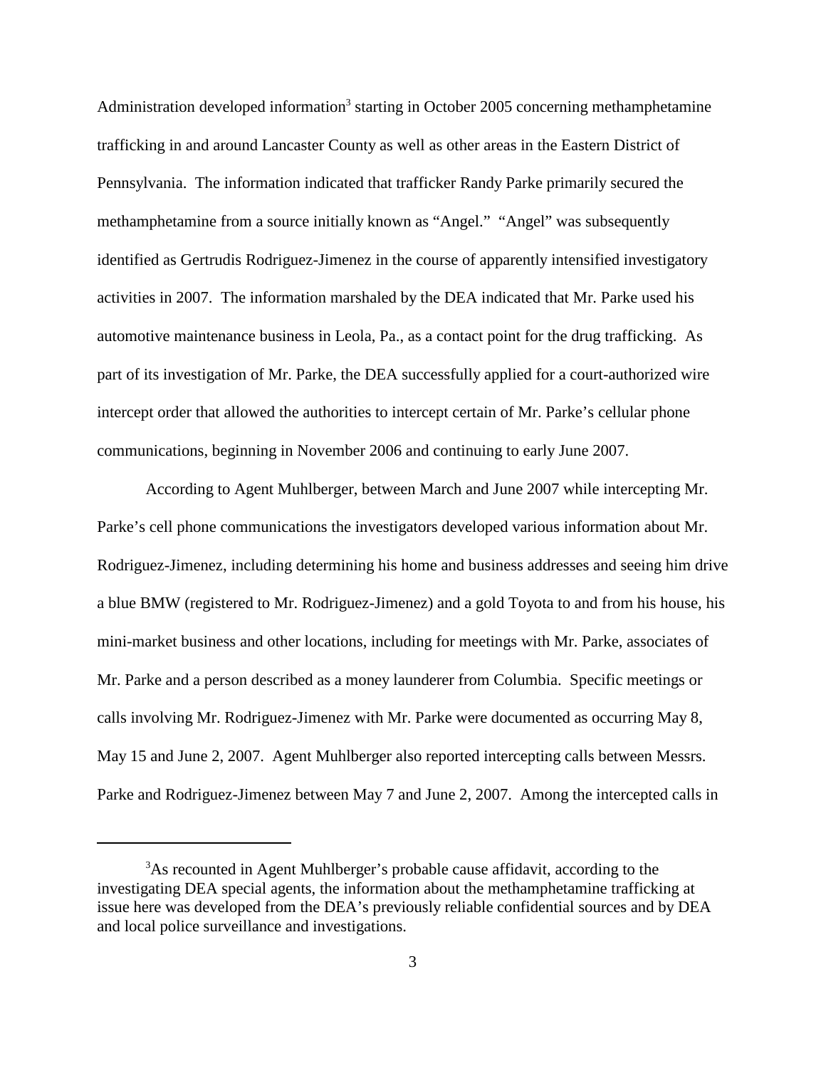Administration developed information[3] starting in October 2005 concerning methamphetamine trafficking in and around Lancaster County as well as other areas in the Eastern District of Pennsylvania. The information indicated that trafficker Randy Parke primarily secured the methamphetamine from a source initially known as "Angel." "Angel" was subsequently identified as Gertrudis Rodriguez-Jimenez in the course of apparently intensified investigatory activities in 2007. The information marshaled by the DEA indicated that Mr. Parke used his automotive maintenance business in Leola, Pa., as a contact point for the drug trafficking. As part of its investigation of Mr. Parke, the DEA successfully applied for a court-authorized wire intercept order that allowed the authorities to intercept certain of Mr. Parke's cellular phone communications, beginning in November 2006 and continuing to early June 2007.

According to Agent Muhlberger, between March and June 2007 while intercepting Mr. Parke's cell phone communications the investigators developed various information about Mr. Rodriguez-Jimenez, including determining his home and business addresses and seeing him drive a blue BMW (registered to Mr. Rodriguez-Jimenez) and a gold Toyota to and from his house, his mini-market business and other locations, including for meetings with Mr. Parke, associates of Mr. Parke and a person described as a money launderer from Columbia. Specific meetings or calls involving Mr. Rodriguez-Jimenez with Mr. Parke were documented as occurring May 8, May 15 and June 2, 2007. Agent Muhlberger also reported intercepting calls between Messrs. Parke and Rodriguez-Jimenez between May 7 and June 2, 2007. Among the intercepted calls in

[3] As recounted in Agent Muhlberger's probable cause affidavit, according to the investigating DEA special agents, the information about the methamphetamine trafficking at issue here was developed from the DEA's previously reliable confidential sources and by DEA and local police surveillance and investigations.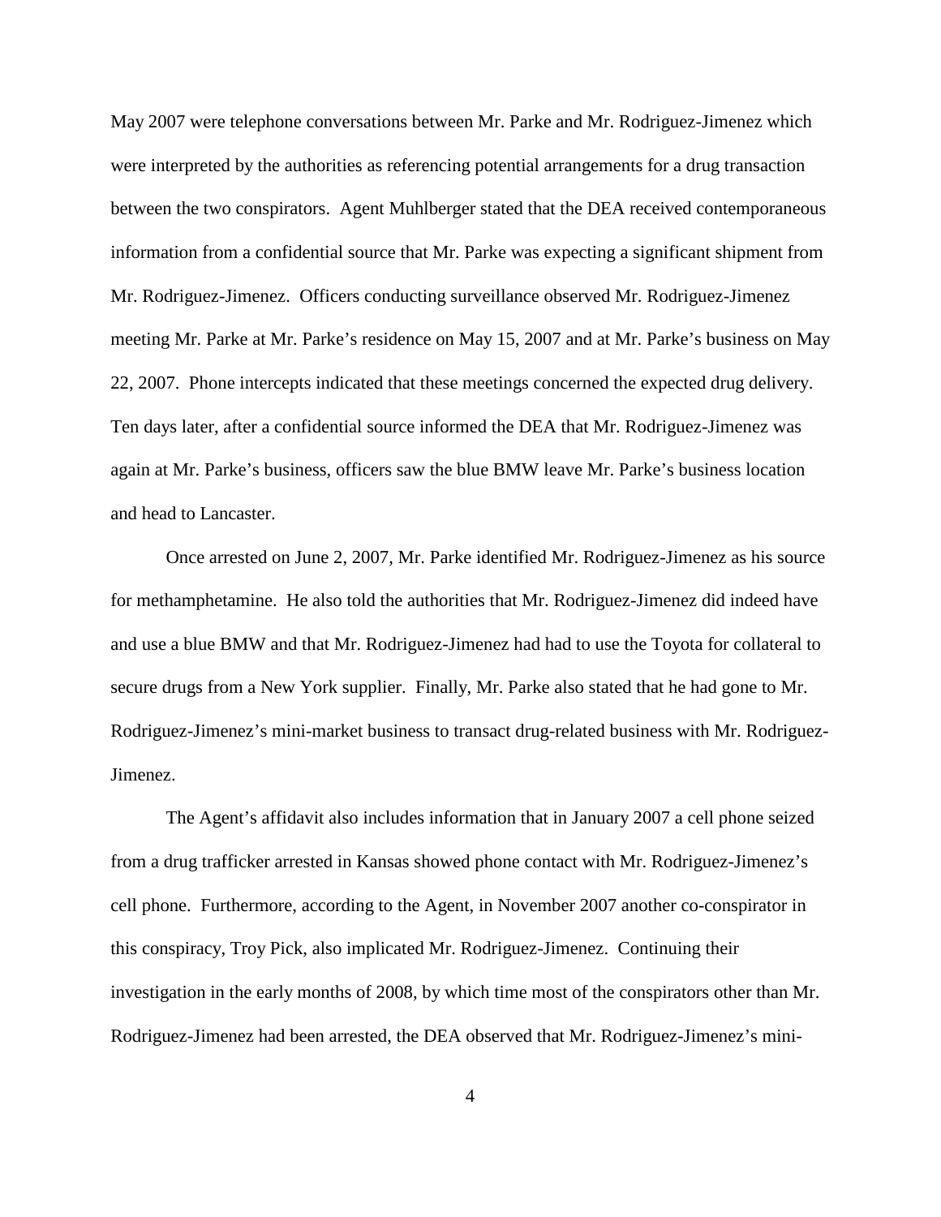May 2007 were telephone conversations between Mr. Parke and Mr. Rodriguez-Jimenez which were interpreted by the authorities as referencing potential arrangements for a drug transaction between the two conspirators. Agent Muhlberger stated that the DEA received contemporaneous information from a confidential source that Mr. Parke was expecting a significant shipment from Mr. Rodriguez-Jimenez. Officers conducting surveillance observed Mr. Rodriguez-Jimenez meeting Mr. Parke at Mr. Parke's residence on May 15, 2007 and at Mr. Parke's business on May 22, 2007. Phone intercepts indicated that these meetings concerned the expected drug delivery. Ten days later, after a confidential source informed the DEA that Mr. Rodriguez-Jimenez was again at Mr. Parke's business, officers saw the blue BMW leave Mr. Parke's business location and head to Lancaster.

Once arrested on June 2, 2007, Mr. Parke identified Mr. Rodriguez-Jimenez as his source for methamphetamine. He also told the authorities that Mr. Rodriguez-Jimenez did indeed have and use a blue BMW and that Mr. Rodriguez-Jimenez had had to use the Toyota for collateral to secure drugs from a New York supplier. Finally, Mr. Parke also stated that he had gone to Mr. Rodriguez-Jimenez's mini-market business to transact drug-related business with Mr. Rodriguez-Jimenez.

The Agent's affidavit also includes information that in January 2007 a cell phone seized from a drug trafficker arrested in Kansas showed phone contact with Mr. Rodriguez-Jimenez's cell phone. Furthermore, according to the Agent, in November 2007 another co-conspirator in this conspiracy, Troy Pick, also implicated Mr. Rodriguez-Jimenez. Continuing their investigation in the early months of 2008, by which time most of the conspirators other than Mr. Rodriguez-Jimenez had been arrested, the DEA observed that Mr. Rodriguez-Jimenez's mini-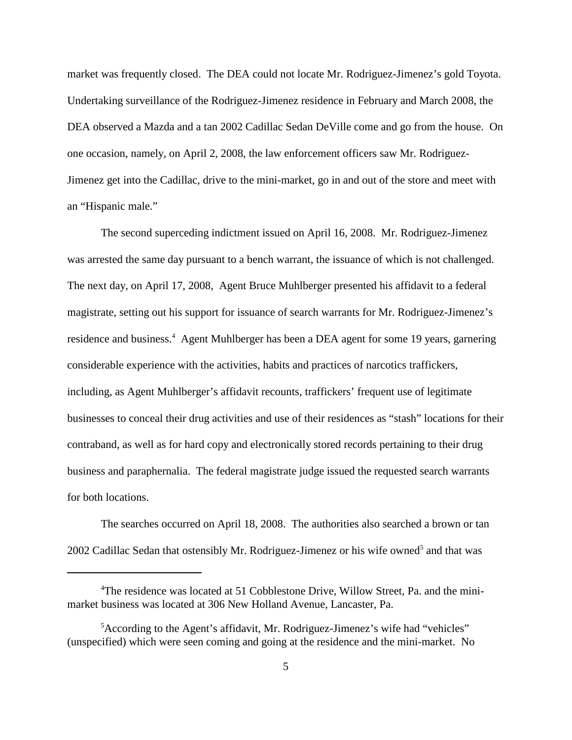market was frequently closed. The DEA could not locate Mr. Rodriguez-Jimenez's gold Toyota. Undertaking surveillance of the Rodriguez-Jimenez residence in February and March 2008, the DEA observed a Mazda and a tan 2002 Cadillac Sedan DeVille come and go from the house. On one occasion, namely, on April 2, 2008, the law enforcement officers saw Mr. Rodriguez-Jimenez get into the Cadillac, drive to the mini-market, go in and out of the store and meet with an "Hispanic male."

The second superceding indictment issued on April 16, 2008. Mr. Rodriguez-Jimenez was arrested the same day pursuant to a bench warrant, the issuance of which is not challenged. The next day, on April 17, 2008, Agent Bruce Muhlberger presented his affidavit to a federal magistrate, setting out his support for issuance of search warrants for Mr. Rodriguez-Jimenez's residence and business.[4] Agent Muhlberger has been a DEA agent for some 19 years, garnering considerable experience with the activities, habits and practices of narcotics traffickers, including, as Agent Muhlberger's affidavit recounts, traffickers' frequent use of legitimate businesses to conceal their drug activities and use of their residences as "stash" locations for their contraband, as well as for hard copy and electronically stored records pertaining to their drug business and paraphernalia. The federal magistrate judge issued the requested search warrants for both locations.

The searches occurred on April 18, 2008. The authorities also searched a brown or tan 2002 Cadillac Sedan that ostensibly Mr. Rodriguez-Jimenez or his wife owned[5] and that was

---

[4] The residence was located at 51 Cobblestone Drive, Willow Street, Pa. and the mini-market business was located at 306 New Holland Avenue, Lancaster, Pa.

[5] According to the Agent's affidavit, Mr. Rodriguez-Jimenez's wife had "vehicles" (unspecified) which were seen coming and going at the residence and the mini-market. No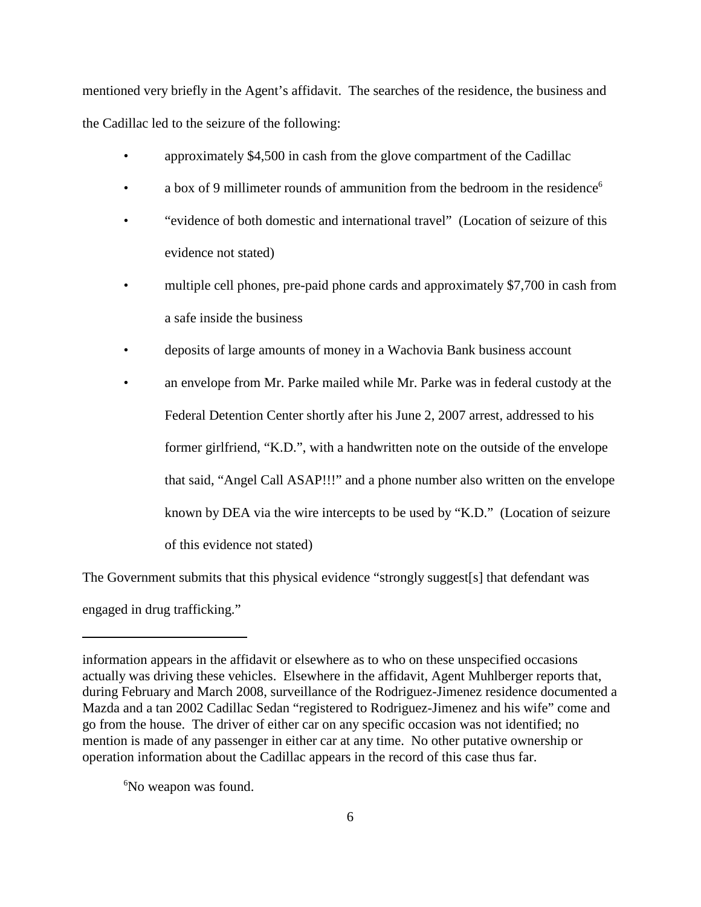mentioned very briefly in the Agent's affidavit. The searches of the residence, the business and the Cadillac led to the seizure of the following:

- approximately $4,500 in cash from the glove compartment of the Cadillac
- a box of 9 millimeter rounds of ammunition from the bedroom in the residence[6]
- "evidence of both domestic and international travel" (Location of seizure of this evidence not stated)
- multiple cell phones, pre-paid phone cards and approximately $7,700 in cash from a safe inside the business
- deposits of large amounts of money in a Wachovia Bank business account
- an envelope from Mr. Parke mailed while Mr. Parke was in federal custody at the Federal Detention Center shortly after his June 2, 2007 arrest, addressed to his former girlfriend, "K.D.", with a handwritten note on the outside of the envelope that said, "Angel Call ASAP!!!" and a phone number also written on the envelope known by DEA via the wire intercepts to be used by "K.D." (Location of seizure of this evidence not stated)

The Government submits that this physical evidence "strongly suggest[s] that defendant was engaged in drug trafficking."

---

information appears in the affidavit or elsewhere as to who on these unspecified occasions actually was driving these vehicles. Elsewhere in the affidavit, Agent Muhlberger reports that, during February and March 2008, surveillance of the Rodriguez-Jimenez residence documented a Mazda and a tan 2002 Cadillac Sedan "registered to Rodriguez-Jimenez and his wife" come and go from the house. The driver of either car on any specific occasion was not identified; no mention is made of any passenger in either car at any time. No other putative ownership or operation information about the Cadillac appears in the record of this case thus far.

[6]No weapon was found.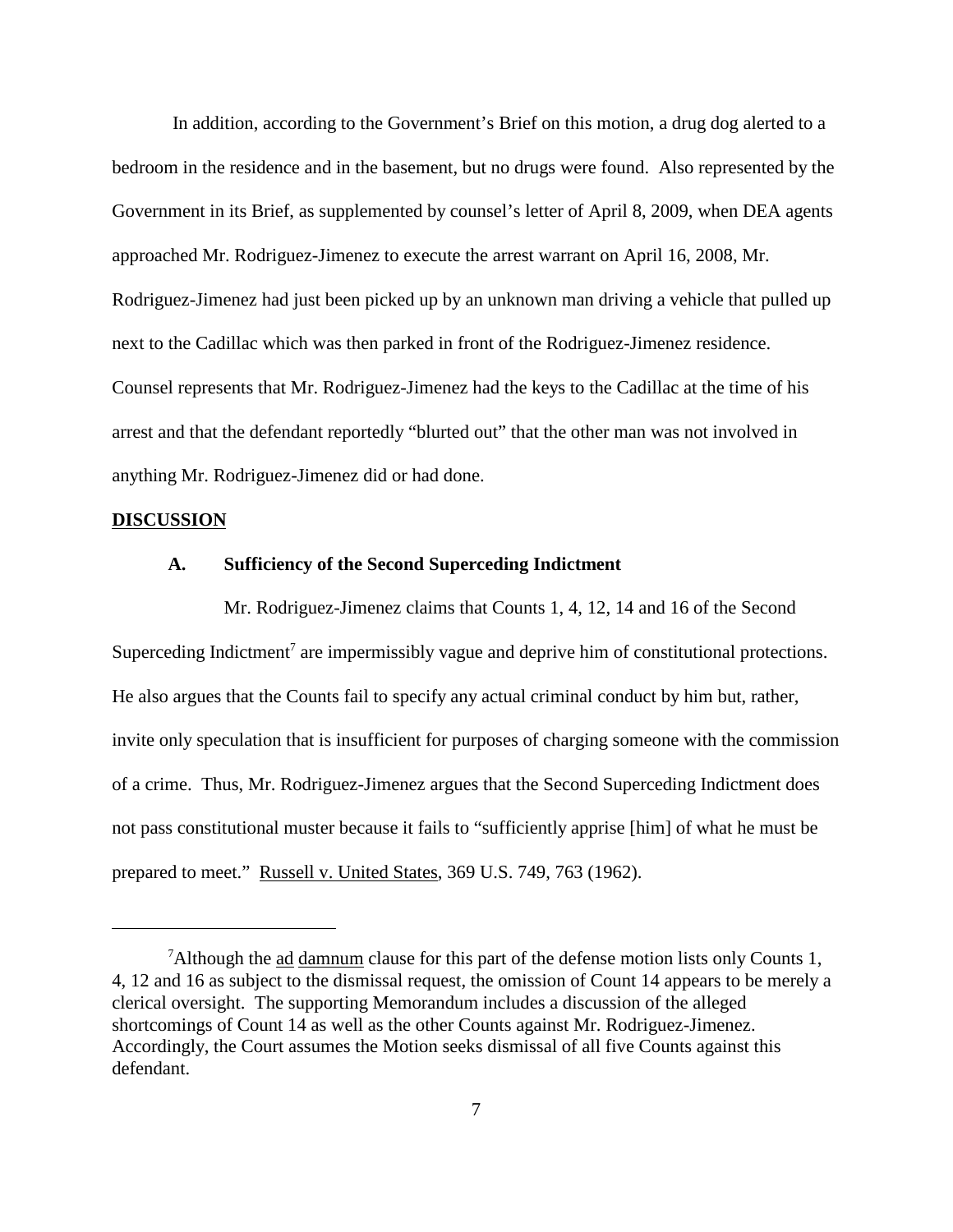In addition, according to the Government's Brief on this motion, a drug dog alerted to a bedroom in the residence and in the basement, but no drugs were found. Also represented by the Government in its Brief, as supplemented by counsel's letter of April 8, 2009, when DEA agents approached Mr. Rodriguez-Jimenez to execute the arrest warrant on April 16, 2008, Mr. Rodriguez-Jimenez had just been picked up by an unknown man driving a vehicle that pulled up next to the Cadillac which was then parked in front of the Rodriguez-Jimenez residence. Counsel represents that Mr. Rodriguez-Jimenez had the keys to the Cadillac at the time of his arrest and that the defendant reportedly "blurted out" that the other man was not involved in anything Mr. Rodriguez-Jimenez did or had done.

## DISCUSSION

### A. Sufficiency of the Second Superceding Indictment

Mr. Rodriguez-Jimenez claims that Counts 1, 4, 12, 14 and 16 of the Second Superceding Indictment[7] are impermissibly vague and deprive him of constitutional protections. He also argues that the Counts fail to specify any actual criminal conduct by him but, rather, invite only speculation that is insufficient for purposes of charging someone with the commission of a crime. Thus, Mr. Rodriguez-Jimenez argues that the Second Superceding Indictment does not pass constitutional muster because it fails to "sufficiently apprise [him] of what he must be prepared to meet." Russell v. United States, 369 U.S. 749, 763 (1962).

---

[7]Although the ad damnum clause for this part of the defense motion lists only Counts 1, 4, 12 and 16 as subject to the dismissal request, the omission of Count 14 appears to be merely a clerical oversight. The supporting Memorandum includes a discussion of the alleged shortcomings of Count 14 as well as the other Counts against Mr. Rodriguez-Jimenez. Accordingly, the Court assumes the Motion seeks dismissal of all five Counts against this defendant.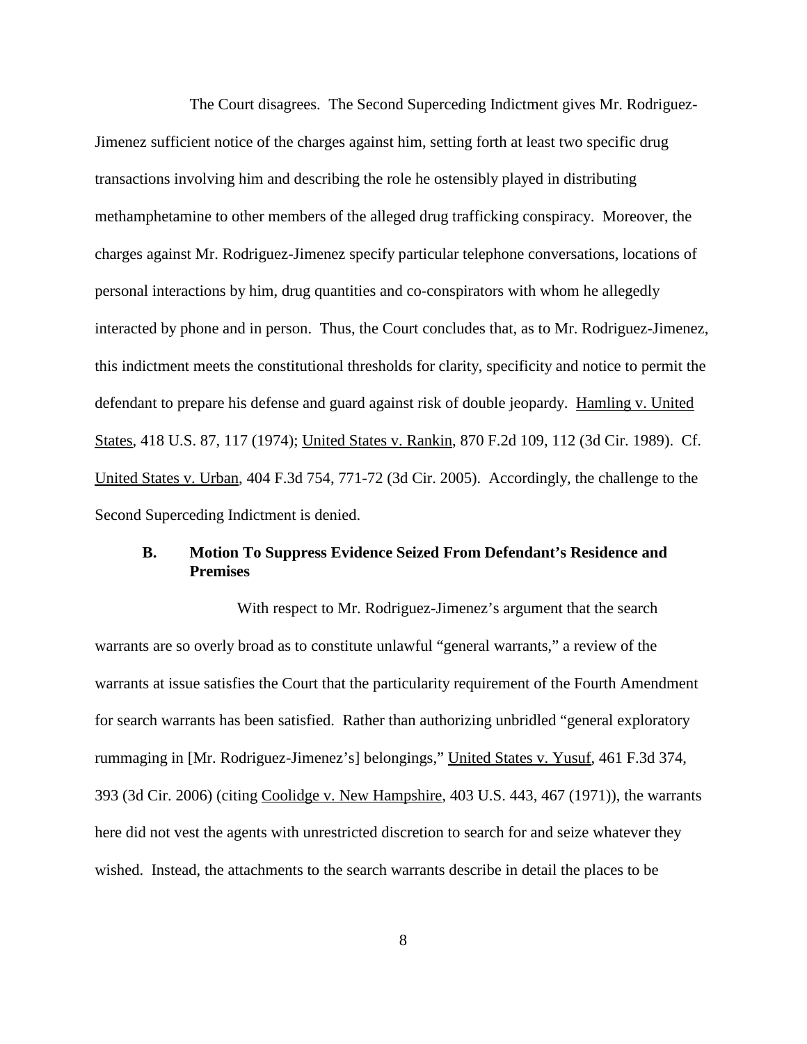The Court disagrees. The Second Superceding Indictment gives Mr. Rodriguez-Jimenez sufficient notice of the charges against him, setting forth at least two specific drug transactions involving him and describing the role he ostensibly played in distributing methamphetamine to other members of the alleged drug trafficking conspiracy. Moreover, the charges against Mr. Rodriguez-Jimenez specify particular telephone conversations, locations of personal interactions by him, drug quantities and co-conspirators with whom he allegedly interacted by phone and in person. Thus, the Court concludes that, as to Mr. Rodriguez-Jimenez, this indictment meets the constitutional thresholds for clarity, specificity and notice to permit the defendant to prepare his defense and guard against risk of double jeopardy. Hamling v. United States, 418 U.S. 87, 117 (1974); United States v. Rankin, 870 F.2d 109, 112 (3d Cir. 1989). Cf. United States v. Urban, 404 F.3d 754, 771-72 (3d Cir. 2005). Accordingly, the challenge to the Second Superceding Indictment is denied.

### B. Motion To Suppress Evidence Seized From Defendant's Residence and Premises

With respect to Mr. Rodriguez-Jimenez's argument that the search warrants are so overly broad as to constitute unlawful "general warrants," a review of the warrants at issue satisfies the Court that the particularity requirement of the Fourth Amendment for search warrants has been satisfied. Rather than authorizing unbridled "general exploratory rummaging in [Mr. Rodriguez-Jimenez's] belongings," United States v. Yusuf, 461 F.3d 374, 393 (3d Cir. 2006) (citing Coolidge v. New Hampshire, 403 U.S. 443, 467 (1971)), the warrants here did not vest the agents with unrestricted discretion to search for and seize whatever they wished. Instead, the attachments to the search warrants describe in detail the places to be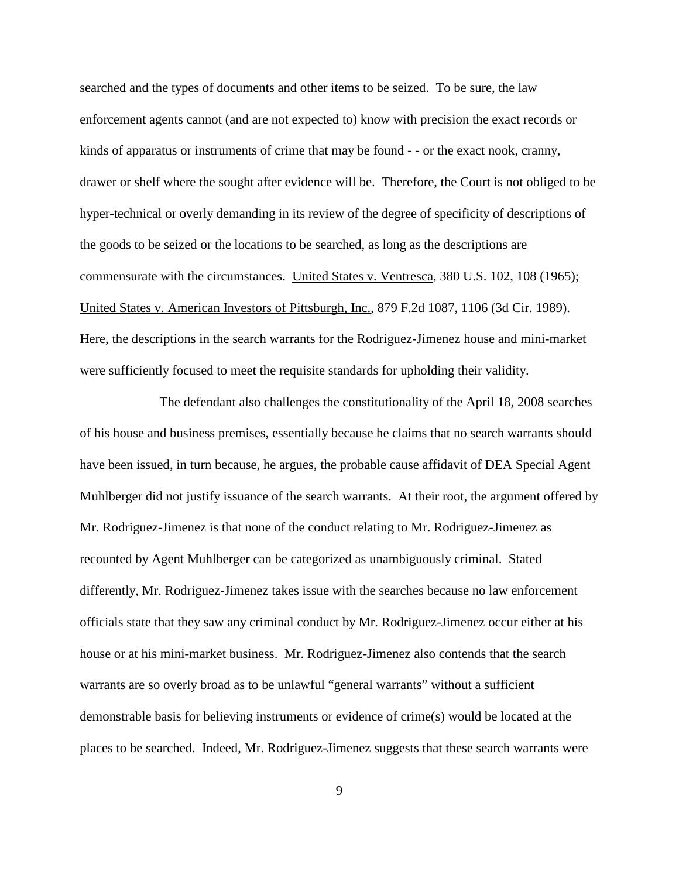searched and the types of documents and other items to be seized. To be sure, the law enforcement agents cannot (and are not expected to) know with precision the exact records or kinds of apparatus or instruments of crime that may be found - - or the exact nook, cranny, drawer or shelf where the sought after evidence will be. Therefore, the Court is not obliged to be hyper-technical or overly demanding in its review of the degree of specificity of descriptions of the goods to be seized or the locations to be searched, as long as the descriptions are commensurate with the circumstances. United States v. Ventresca, 380 U.S. 102, 108 (1965); United States v. American Investors of Pittsburgh, Inc., 879 F.2d 1087, 1106 (3d Cir. 1989). Here, the descriptions in the search warrants for the Rodriguez-Jimenez house and mini-market were sufficiently focused to meet the requisite standards for upholding their validity.

The defendant also challenges the constitutionality of the April 18, 2008 searches of his house and business premises, essentially because he claims that no search warrants should have been issued, in turn because, he argues, the probable cause affidavit of DEA Special Agent Muhlberger did not justify issuance of the search warrants. At their root, the argument offered by Mr. Rodriguez-Jimenez is that none of the conduct relating to Mr. Rodriguez-Jimenez as recounted by Agent Muhlberger can be categorized as unambiguously criminal. Stated differently, Mr. Rodriguez-Jimenez takes issue with the searches because no law enforcement officials state that they saw any criminal conduct by Mr. Rodriguez-Jimenez occur either at his house or at his mini-market business. Mr. Rodriguez-Jimenez also contends that the search warrants are so overly broad as to be unlawful "general warrants" without a sufficient demonstrable basis for believing instruments or evidence of crime(s) would be located at the places to be searched. Indeed, Mr. Rodriguez-Jimenez suggests that these search warrants were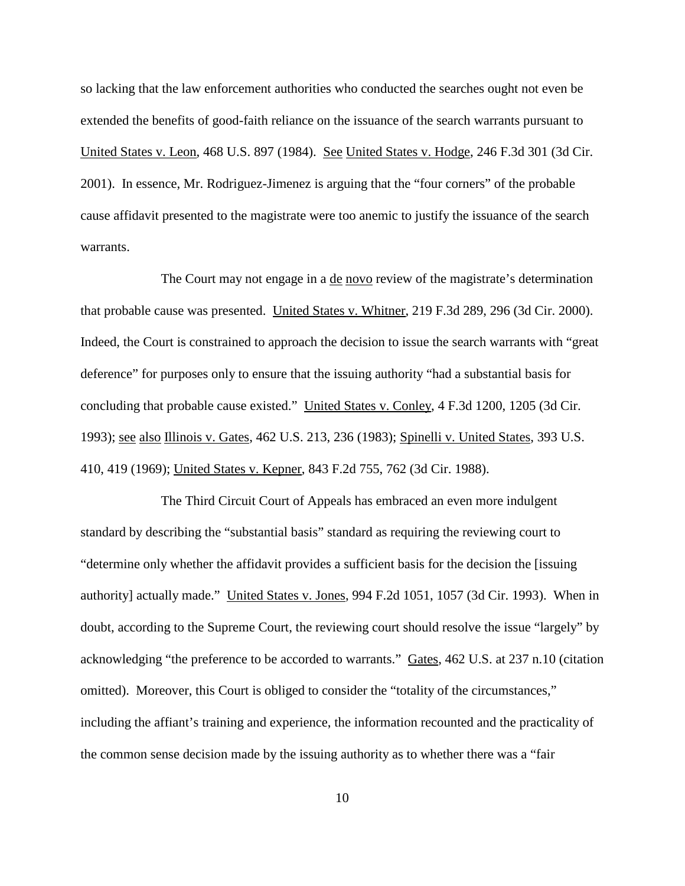so lacking that the law enforcement authorities who conducted the searches ought not even be extended the benefits of good-faith reliance on the issuance of the search warrants pursuant to United States v. Leon, 468 U.S. 897 (1984). See United States v. Hodge, 246 F.3d 301 (3d Cir. 2001). In essence, Mr. Rodriguez-Jimenez is arguing that the "four corners" of the probable cause affidavit presented to the magistrate were too anemic to justify the issuance of the search warrants.

The Court may not engage in a de novo review of the magistrate's determination that probable cause was presented. United States v. Whitner, 219 F.3d 289, 296 (3d Cir. 2000). Indeed, the Court is constrained to approach the decision to issue the search warrants with "great deference" for purposes only to ensure that the issuing authority "had a substantial basis for concluding that probable cause existed." United States v. Conley, 4 F.3d 1200, 1205 (3d Cir. 1993); see also Illinois v. Gates, 462 U.S. 213, 236 (1983); Spinelli v. United States, 393 U.S. 410, 419 (1969); United States v. Kepner, 843 F.2d 755, 762 (3d Cir. 1988).

The Third Circuit Court of Appeals has embraced an even more indulgent standard by describing the "substantial basis" standard as requiring the reviewing court to "determine only whether the affidavit provides a sufficient basis for the decision the [issuing authority] actually made." United States v. Jones, 994 F.2d 1051, 1057 (3d Cir. 1993). When in doubt, according to the Supreme Court, the reviewing court should resolve the issue "largely" by acknowledging "the preference to be accorded to warrants." Gates, 462 U.S. at 237 n.10 (citation omitted). Moreover, this Court is obliged to consider the "totality of the circumstances," including the affiant's training and experience, the information recounted and the practicality of the common sense decision made by the issuing authority as to whether there was a "fair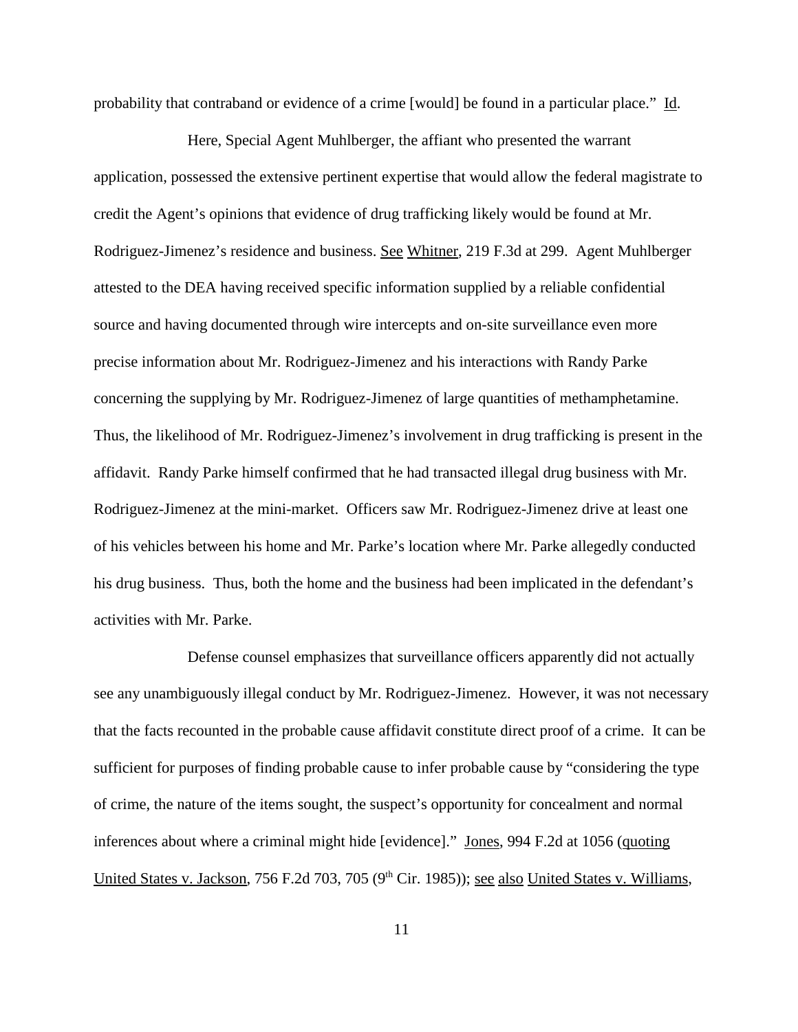probability that contraband or evidence of a crime [would] be found in a particular place." Id.

Here, Special Agent Muhlberger, the affiant who presented the warrant application, possessed the extensive pertinent expertise that would allow the federal magistrate to credit the Agent's opinions that evidence of drug trafficking likely would be found at Mr. Rodriguez-Jimenez's residence and business. See Whitner, 219 F.3d at 299. Agent Muhlberger attested to the DEA having received specific information supplied by a reliable confidential source and having documented through wire intercepts and on-site surveillance even more precise information about Mr. Rodriguez-Jimenez and his interactions with Randy Parke concerning the supplying by Mr. Rodriguez-Jimenez of large quantities of methamphetamine. Thus, the likelihood of Mr. Rodriguez-Jimenez's involvement in drug trafficking is present in the affidavit. Randy Parke himself confirmed that he had transacted illegal drug business with Mr. Rodriguez-Jimenez at the mini-market. Officers saw Mr. Rodriguez-Jimenez drive at least one of his vehicles between his home and Mr. Parke's location where Mr. Parke allegedly conducted his drug business. Thus, both the home and the business had been implicated in the defendant's activities with Mr. Parke.

Defense counsel emphasizes that surveillance officers apparently did not actually see any unambiguously illegal conduct by Mr. Rodriguez-Jimenez. However, it was not necessary that the facts recounted in the probable cause affidavit constitute direct proof of a crime. It can be sufficient for purposes of finding probable cause to infer probable cause by "considering the type of crime, the nature of the items sought, the suspect's opportunity for concealment and normal inferences about where a criminal might hide [evidence]." Jones, 994 F.2d at 1056 (quoting United States v. Jackson, 756 F.2d 703, 705 (9th Cir. 1985)); see also United States v. Williams,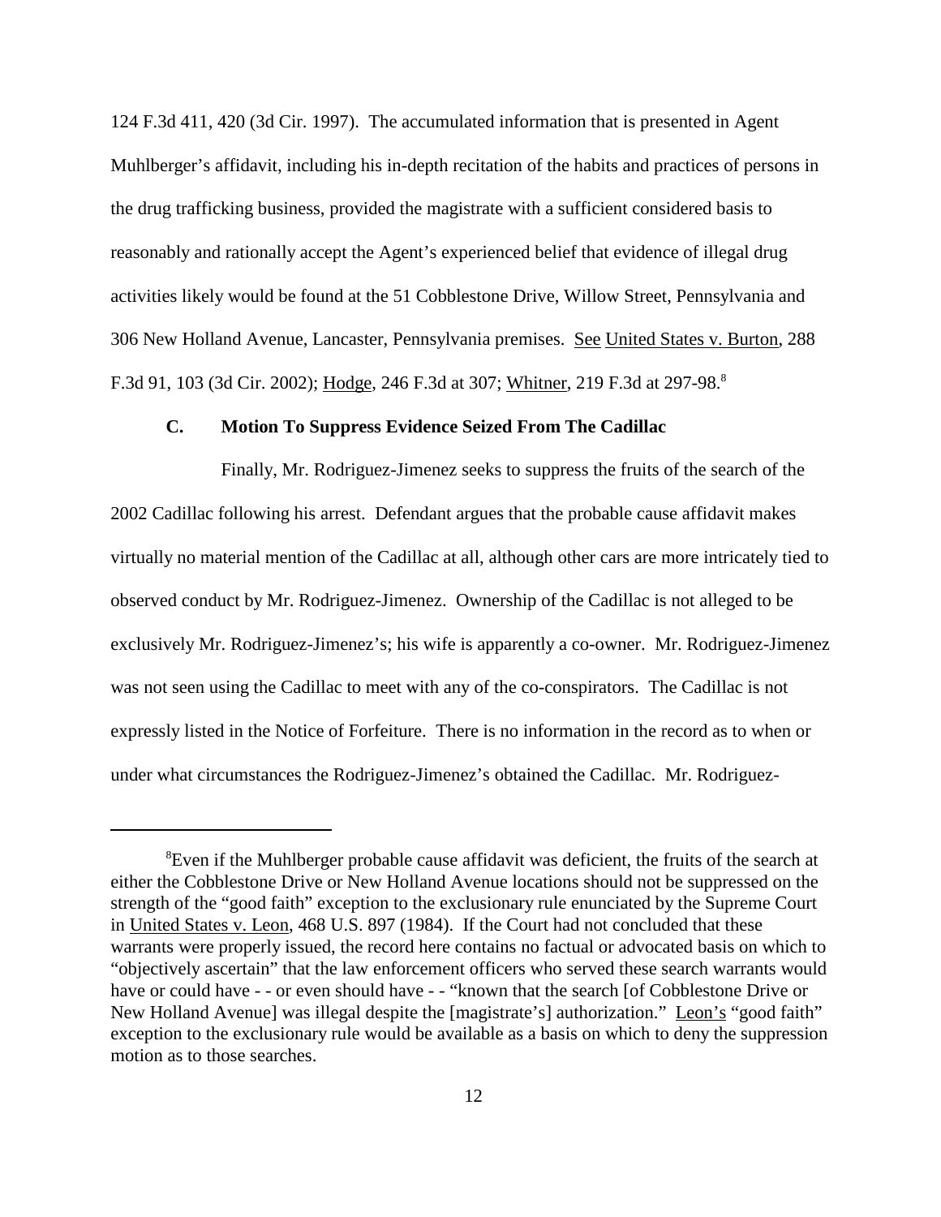124 F.3d 411, 420 (3d Cir. 1997). The accumulated information that is presented in Agent Muhlberger's affidavit, including his in-depth recitation of the habits and practices of persons in the drug trafficking business, provided the magistrate with a sufficient considered basis to reasonably and rationally accept the Agent's experienced belief that evidence of illegal drug activities likely would be found at the 51 Cobblestone Drive, Willow Street, Pennsylvania and 306 New Holland Avenue, Lancaster, Pennsylvania premises. See United States v. Burton, 288 F.3d 91, 103 (3d Cir. 2002); Hodge, 246 F.3d at 307; Whitner, 219 F.3d at 297-98.[8]

### C. Motion To Suppress Evidence Seized From The Cadillac

Finally, Mr. Rodriguez-Jimenez seeks to suppress the fruits of the search of the 2002 Cadillac following his arrest. Defendant argues that the probable cause affidavit makes virtually no material mention of the Cadillac at all, although other cars are more intricately tied to observed conduct by Mr. Rodriguez-Jimenez. Ownership of the Cadillac is not alleged to be exclusively Mr. Rodriguez-Jimenez's; his wife is apparently a co-owner. Mr. Rodriguez-Jimenez was not seen using the Cadillac to meet with any of the co-conspirators. The Cadillac is not expressly listed in the Notice of Forfeiture. There is no information in the record as to when or under what circumstances the Rodriguez-Jimenez's obtained the Cadillac. Mr. Rodriguez-

---

[8]Even if the Muhlberger probable cause affidavit was deficient, the fruits of the search at either the Cobblestone Drive or New Holland Avenue locations should not be suppressed on the strength of the "good faith" exception to the exclusionary rule enunciated by the Supreme Court in United States v. Leon, 468 U.S. 897 (1984). If the Court had not concluded that these warrants were properly issued, the record here contains no factual or advocated basis on which to "objectively ascertain" that the law enforcement officers who served these search warrants would have or could have - - or even should have - - "known that the search [of Cobblestone Drive or New Holland Avenue] was illegal despite the [magistrate's] authorization." Leon's "good faith" exception to the exclusionary rule would be available as a basis on which to deny the suppression motion as to those searches.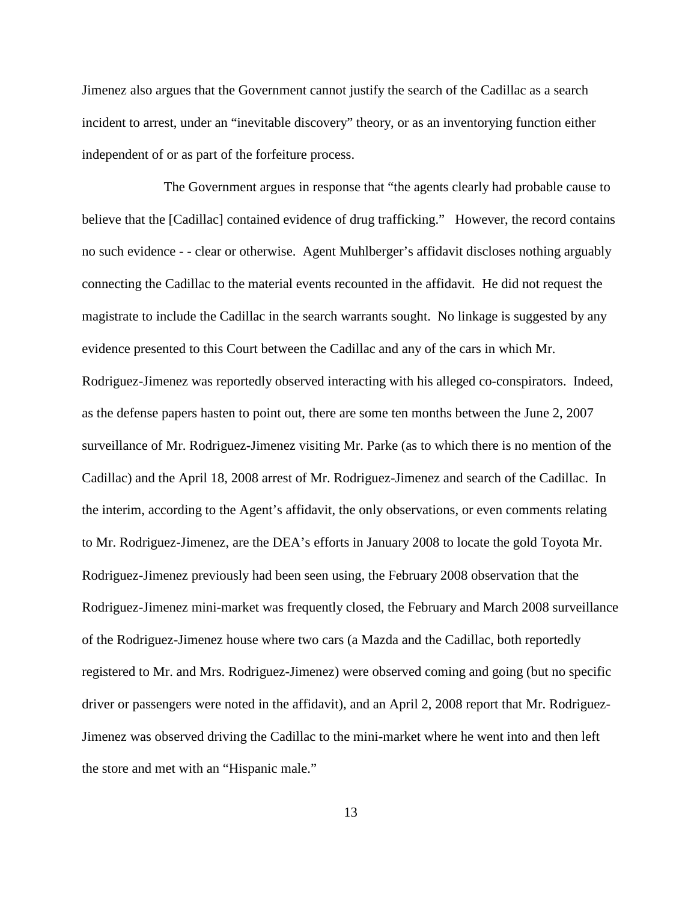Jimenez also argues that the Government cannot justify the search of the Cadillac as a search incident to arrest, under an "inevitable discovery" theory, or as an inventorying function either independent of or as part of the forfeiture process.

The Government argues in response that "the agents clearly had probable cause to believe that the [Cadillac] contained evidence of drug trafficking." However, the record contains no such evidence - - clear or otherwise. Agent Muhlberger's affidavit discloses nothing arguably connecting the Cadillac to the material events recounted in the affidavit. He did not request the magistrate to include the Cadillac in the search warrants sought. No linkage is suggested by any evidence presented to this Court between the Cadillac and any of the cars in which Mr. Rodriguez-Jimenez was reportedly observed interacting with his alleged co-conspirators. Indeed, as the defense papers hasten to point out, there are some ten months between the June 2, 2007 surveillance of Mr. Rodriguez-Jimenez visiting Mr. Parke (as to which there is no mention of the Cadillac) and the April 18, 2008 arrest of Mr. Rodriguez-Jimenez and search of the Cadillac. In the interim, according to the Agent's affidavit, the only observations, or even comments relating to Mr. Rodriguez-Jimenez, are the DEA's efforts in January 2008 to locate the gold Toyota Mr. Rodriguez-Jimenez previously had been seen using, the February 2008 observation that the Rodriguez-Jimenez mini-market was frequently closed, the February and March 2008 surveillance of the Rodriguez-Jimenez house where two cars (a Mazda and the Cadillac, both reportedly registered to Mr. and Mrs. Rodriguez-Jimenez) were observed coming and going (but no specific driver or passengers were noted in the affidavit), and an April 2, 2008 report that Mr. Rodriguez-Jimenez was observed driving the Cadillac to the mini-market where he went into and then left the store and met with an "Hispanic male."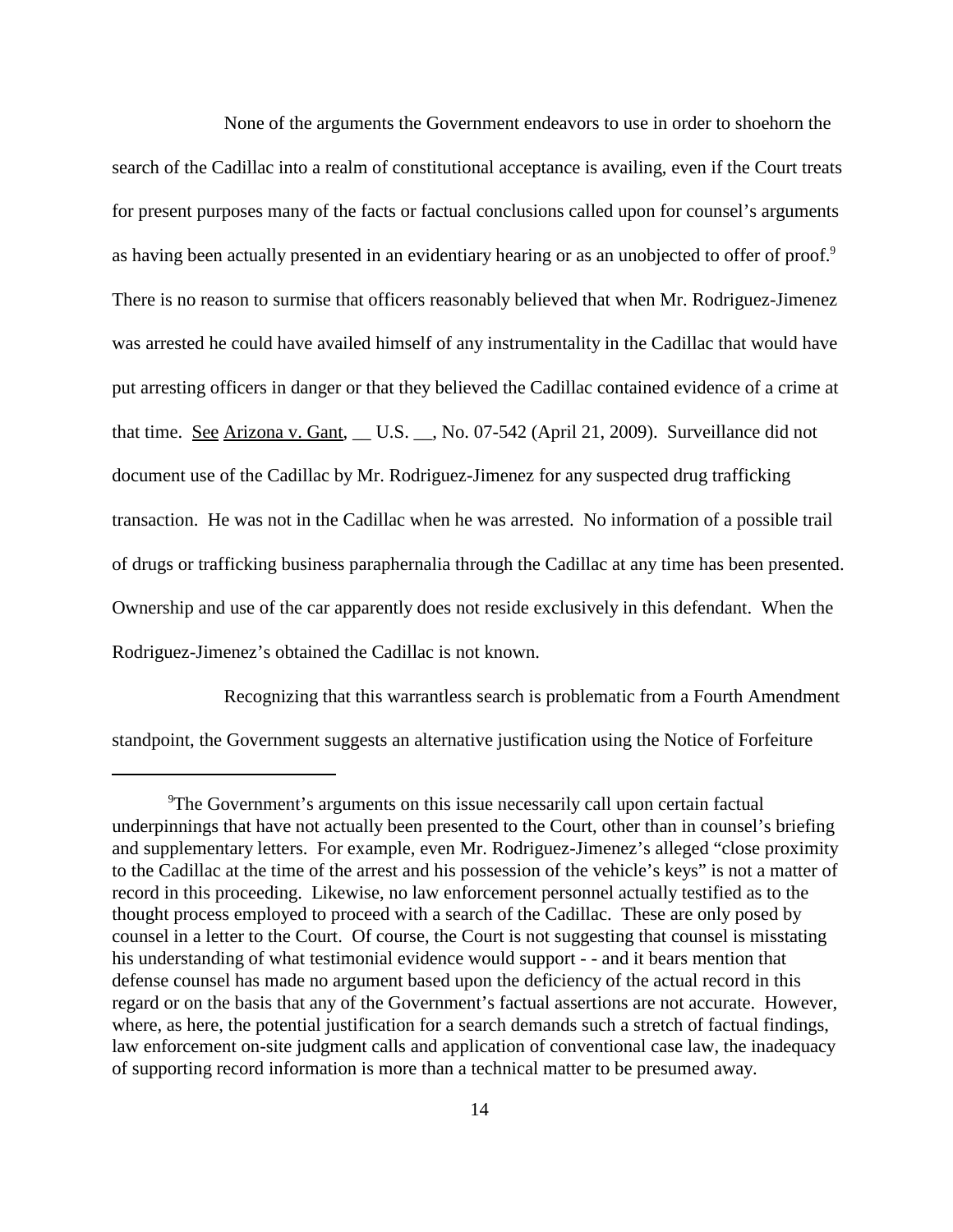None of the arguments the Government endeavors to use in order to shoehorn the search of the Cadillac into a realm of constitutional acceptance is availing, even if the Court treats for present purposes many of the facts or factual conclusions called upon for counsel's arguments as having been actually presented in an evidentiary hearing or as an unobjected to offer of proof.[9] There is no reason to surmise that officers reasonably believed that when Mr. Rodriguez-Jimenez was arrested he could have availed himself of any instrumentality in the Cadillac that would have put arresting officers in danger or that they believed the Cadillac contained evidence of a crime at that time. See Arizona v. Gant, __ U.S. __, No. 07-542 (April 21, 2009). Surveillance did not document use of the Cadillac by Mr. Rodriguez-Jimenez for any suspected drug trafficking transaction. He was not in the Cadillac when he was arrested. No information of a possible trail of drugs or trafficking business paraphernalia through the Cadillac at any time has been presented. Ownership and use of the car apparently does not reside exclusively in this defendant. When the Rodriguez-Jimenez's obtained the Cadillac is not known.

Recognizing that this warrantless search is problematic from a Fourth Amendment standpoint, the Government suggests an alternative justification using the Notice of Forfeiture

---

[9]The Government's arguments on this issue necessarily call upon certain factual underpinnings that have not actually been presented to the Court, other than in counsel's briefing and supplementary letters. For example, even Mr. Rodriguez-Jimenez's alleged "close proximity to the Cadillac at the time of the arrest and his possession of the vehicle's keys" is not a matter of record in this proceeding. Likewise, no law enforcement personnel actually testified as to the thought process employed to proceed with a search of the Cadillac. These are only posed by counsel in a letter to the Court. Of course, the Court is not suggesting that counsel is misstating his understanding of what testimonial evidence would support - - and it bears mention that defense counsel has made no argument based upon the deficiency of the actual record in this regard or on the basis that any of the Government's factual assertions are not accurate. However, where, as here, the potential justification for a search demands such a stretch of factual findings, law enforcement on-site judgment calls and application of conventional case law, the inadequacy of supporting record information is more than a technical matter to be presumed away.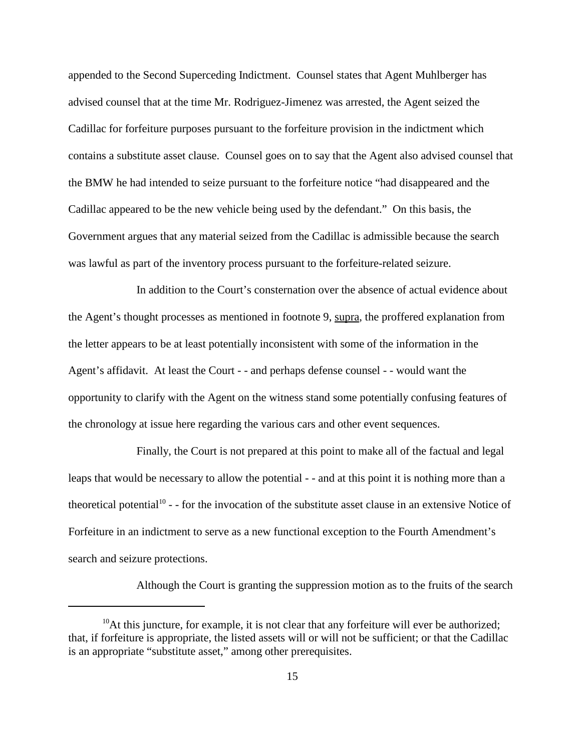appended to the Second Superceding Indictment. Counsel states that Agent Muhlberger has advised counsel that at the time Mr. Rodriguez-Jimenez was arrested, the Agent seized the Cadillac for forfeiture purposes pursuant to the forfeiture provision in the indictment which contains a substitute asset clause. Counsel goes on to say that the Agent also advised counsel that the BMW he had intended to seize pursuant to the forfeiture notice "had disappeared and the Cadillac appeared to be the new vehicle being used by the defendant." On this basis, the Government argues that any material seized from the Cadillac is admissible because the search was lawful as part of the inventory process pursuant to the forfeiture-related seizure.

In addition to the Court's consternation over the absence of actual evidence about the Agent's thought processes as mentioned in footnote 9, supra, the proffered explanation from the letter appears to be at least potentially inconsistent with some of the information in the Agent's affidavit. At least the Court - - and perhaps defense counsel - - would want the opportunity to clarify with the Agent on the witness stand some potentially confusing features of the chronology at issue here regarding the various cars and other event sequences.

Finally, the Court is not prepared at this point to make all of the factual and legal leaps that would be necessary to allow the potential - - and at this point it is nothing more than a theoretical potential[10] - - for the invocation of the substitute asset clause in an extensive Notice of Forfeiture in an indictment to serve as a new functional exception to the Fourth Amendment's search and seizure protections.

Although the Court is granting the suppression motion as to the fruits of the search

[10] At this juncture, for example, it is not clear that any forfeiture will ever be authorized; that, if forfeiture is appropriate, the listed assets will or will not be sufficient; or that the Cadillac is an appropriate "substitute asset," among other prerequisites.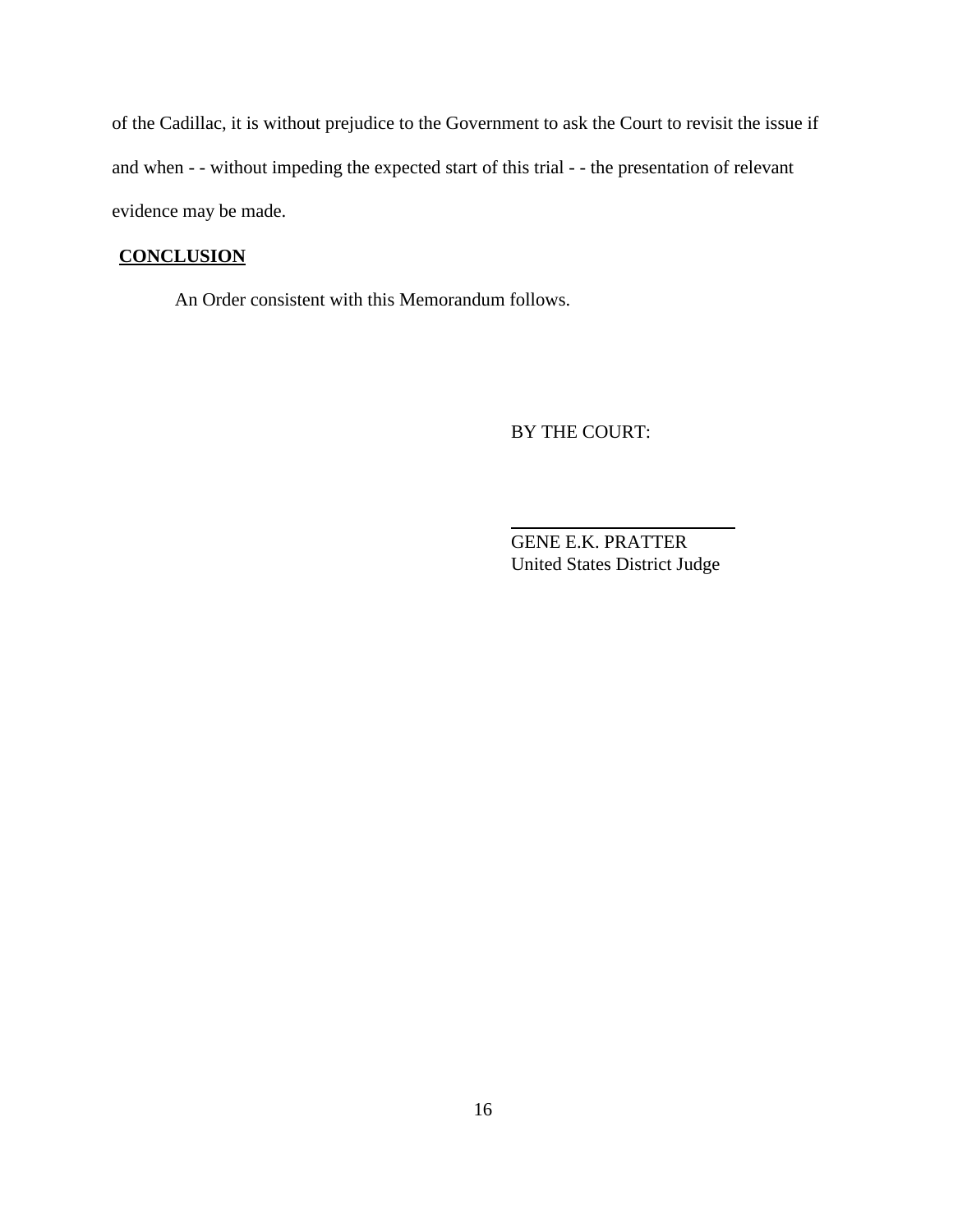of the Cadillac, it is without prejudice to the Government to ask the Court to revisit the issue if and when - - without impeding the expected start of this trial - - the presentation of relevant evidence may be made.

## CONCLUSION

An Order consistent with this Memorandum follows.

BY THE COURT:

GENE E.K. PRATTER
United States District Judge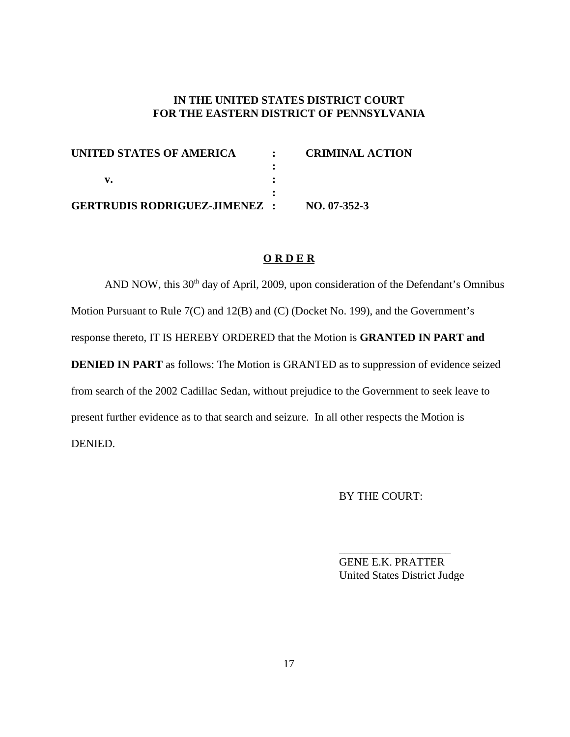**IN THE UNITED STATES DISTRICT COURT**
**FOR THE EASTERN DISTRICT OF PENNSYLVANIA**

| | | |
|---|---|---|
| **UNITED STATES OF AMERICA** | **:** | **CRIMINAL ACTION** |
| | **:** | |
| **v.** | **:** | |
| | **:** | |
| **GERTRUDIS RODRIGUEZ-JIMENEZ** | **:** | **NO. 07-352-3** |

**O R D E R**

AND NOW, this 30th day of April, 2009, upon consideration of the Defendant's Omnibus Motion Pursuant to Rule 7(C) and 12(B) and (C) (Docket No. 199), and the Government's response thereto, IT IS HEREBY ORDERED that the Motion is **GRANTED IN PART and DENIED IN PART** as follows: The Motion is GRANTED as to suppression of evidence seized from search of the 2002 Cadillac Sedan, without prejudice to the Government to seek leave to present further evidence as to that search and seizure. In all other respects the Motion is DENIED.

BY THE COURT:

\_\_\_\_\_\_\_\_\_\_\_\_\_\_\_\_\_\_\_\_
GENE E.K. PRATTER
United States District Judge